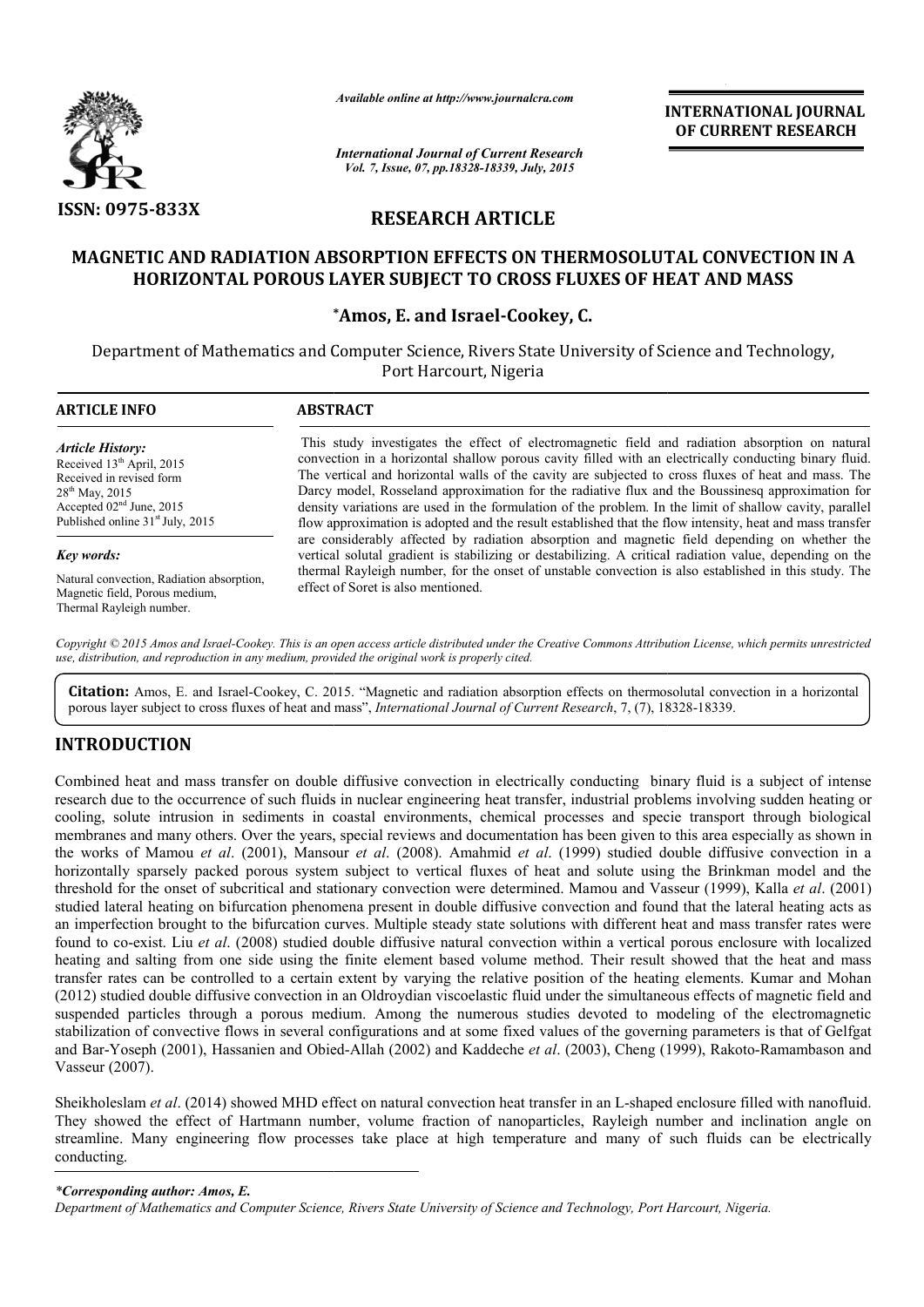ISSN: 0975-833X

*Available online at http://www.journalcra.com*

*International Journal of Current Research*
*Vol. 7, Issue, 07, pp.18328-18339, July, 2015*

**INTERNATIONAL JOURNAL OF CURRENT RESEARCH**

## RESEARCH ARTICLE

# MAGNETIC AND RADIATION ABSORPTION EFFECTS ON THERMOSOLUTAL CONVECTION IN A HORIZONTAL POROUS LAYER SUBJECT TO CROSS FLUXES OF HEAT AND MASS

**\*Amos, E. and Israel-Cookey, C.**

Department of Mathematics and Computer Science, Rivers State University of Science and Technology, Port Harcourt, Nigeria

### ARTICLE INFO

*Article History:*
Received 13th April, 2015
Received in revised form
28th May, 2015
Accepted 02nd June, 2015
Published online 31st July, 2015

*Key words:*

Natural convection, Radiation absorption, Magnetic field, Porous medium, Thermal Rayleigh number.

### ABSTRACT

This study investigates the effect of electromagnetic field and radiation absorption on natural convection in a horizontal shallow porous cavity filled with an electrically conducting binary fluid. The vertical and horizontal walls of the cavity are subjected to cross fluxes of heat and mass. The Darcy model, Rosseland approximation for the radiative flux and the Boussinesq approximation for density variations are used in the formulation of the problem. In the limit of shallow cavity, parallel flow approximation is adopted and the result established that the flow intensity, heat and mass transfer are considerably affected by radiation absorption and magnetic field depending on whether the vertical solutal gradient is stabilizing or destabilizing. A critical radiation value, depending on the thermal Rayleigh number, for the onset of unstable convection is also established in this study. The effect of Soret is also mentioned.

*Copyright © 2015 Amos and Israel-Cookey. This is an open access article distributed under the Creative Commons Attribution License, which permits unrestricted use, distribution, and reproduction in any medium, provided the original work is properly cited.*

**Citation:** Amos, E. and Israel-Cookey, C. 2015. "Magnetic and radiation absorption effects on thermosolutal convection in a horizontal porous layer subject to cross fluxes of heat and mass", *International Journal of Current Research*, 7, (7), 18328-18339.

## INTRODUCTION

Combined heat and mass transfer on double diffusive convection in electrically conducting binary fluid is a subject of intense research due to the occurrence of such fluids in nuclear engineering heat transfer, industrial problems involving sudden heating or cooling, solute intrusion in sediments in coastal environments, chemical processes and specie transport through biological membranes and many others. Over the years, special reviews and documentation has been given to this area especially as shown in the works of Mamou *et al*. (2001), Mansour *et al*. (2008). Amahmid *et al*. (1999) studied double diffusive convection in a horizontally sparsely packed porous system subject to vertical fluxes of heat and solute using the Brinkman model and the threshold for the onset of subcritical and stationary convection were determined. Mamou and Vasseur (1999), Kalla *et al*. (2001) studied lateral heating on bifurcation phenomena present in double diffusive convection and found that the lateral heating acts as an imperfection brought to the bifurcation curves. Multiple steady state solutions with different heat and mass transfer rates were found to co-exist. Liu *et al*. (2008) studied double diffusive natural convection within a vertical porous enclosure with localized heating and salting from one side using the finite element based volume method. Their result showed that the heat and mass transfer rates can be controlled to a certain extent by varying the relative position of the heating elements. Kumar and Mohan (2012) studied double diffusive convection in an Oldroydian viscoelastic fluid under the simultaneous effects of magnetic field and suspended particles through a porous medium. Among the numerous studies devoted to modeling of the electromagnetic stabilization of convective flows in several configurations and at some fixed values of the governing parameters is that of Gelfgat and Bar-Yoseph (2001), Hassanien and Obied-Allah (2002) and Kaddeche *et al*. (2003), Cheng (1999), Rakoto-Ramambason and Vasseur (2007).

Sheikholeslam *et al*. (2014) showed MHD effect on natural convection heat transfer in an L-shaped enclosure filled with nanofluid. They showed the effect of Hartmann number, volume fraction of nanoparticles, Rayleigh number and inclination angle on streamline. Many engineering flow processes take place at high temperature and many of such fluids can be electrically conducting.

*\*Corresponding author: Amos, E.*
*Department of Mathematics and Computer Science, Rivers State University of Science and Technology, Port Harcourt, Nigeria.*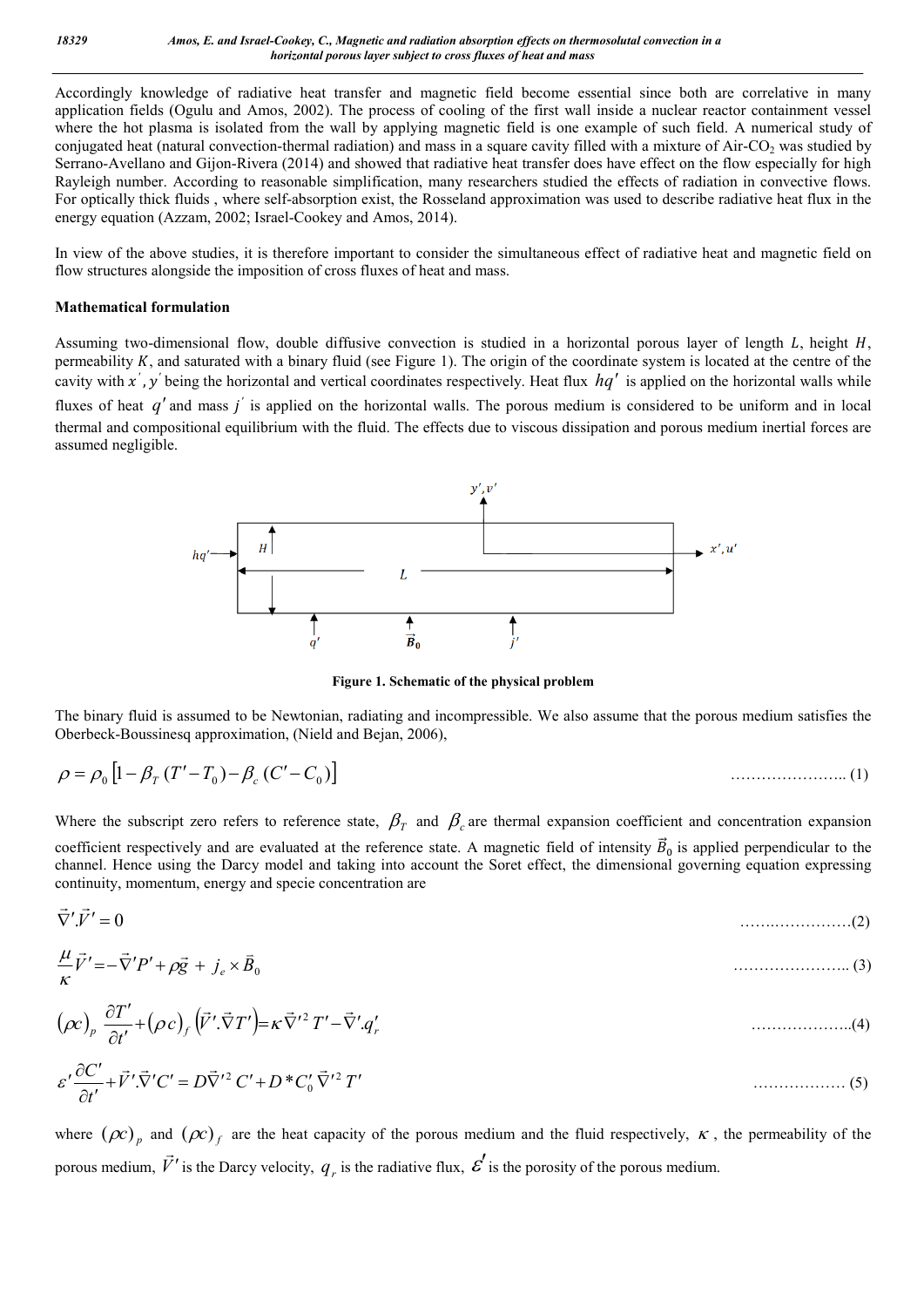Accordingly knowledge of radiative heat transfer and magnetic field become essential since both are correlative in many application fields (Ogulu and Amos, 2002). The process of cooling of the first wall inside a nuclear reactor containment vessel where the hot plasma is isolated from the wall by applying magnetic field is one example of such field. A numerical study of conjugated heat (natural convection-thermal radiation) and mass in a square cavity filled with a mixture of Air-$CO_2$ was studied by Serrano-Avellano and Gijon-Rivera (2014) and showed that radiative heat transfer does have effect on the flow especially for high Rayleigh number. According to reasonable simplification, many researchers studied the effects of radiation in convective flows. For optically thick fluids , where self-absorption exist, the Rosseland approximation was used to describe radiative heat flux in the energy equation (Azzam, 2002; Israel-Cookey and Amos, 2014).

In view of the above studies, it is therefore important to consider the simultaneous effect of radiative heat and magnetic field on flow structures alongside the imposition of cross fluxes of heat and mass.

## Mathematical formulation

Assuming two-dimensional flow, double diffusive convection is studied in a horizontal porous layer of length $L$, height $H$, permeability $K$, and saturated with a binary fluid (see Figure 1). The origin of the coordinate system is located at the centre of the cavity with $x', y'$ being the horizontal and vertical coordinates respectively. Heat flux $hq'$ is applied on the horizontal walls while fluxes of heat $q'$ and mass $j'$ is applied on the horizontal walls. The porous medium is considered to be uniform and in local thermal and compositional equilibrium with the fluid. The effects due to viscous dissipation and porous medium inertial forces are assumed negligible.

**Figure 1. Schematic of the physical problem**

The binary fluid is assumed to be Newtonian, radiating and incompressible. We also assume that the porous medium satisfies the Oberbeck-Boussinesq approximation, (Nield and Bejan, 2006),

$$\rho = \rho_0 \left[1 - \beta_T (T' - T_0) - \beta_c (C' - C_0)\right] \qquad (1)$$

Where the subscript zero refers to reference state, $\beta_T$ and $\beta_c$ are thermal expansion coefficient and concentration expansion coefficient respectively and are evaluated at the reference state. A magnetic field of intensity $\vec{B}_0$ is applied perpendicular to the channel. Hence using the Darcy model and taking into account the Soret effect, the dimensional governing equation expressing continuity, momentum, energy and specie concentration are

$$\vec{\nabla}'.\vec{V}' = 0 \qquad (2)$$

$$\frac{\mu}{\kappa}\vec{V}' = -\vec{\nabla}'P' + \rho\vec{g} + j_e \times \vec{B}_0 \qquad (3)$$

$$(\rho c)_p \frac{\partial T'}{\partial t'} + (\rho c)_f \left(\vec{V}'.\vec{\nabla}T'\right) = \kappa\vec{\nabla}'^2 T' - \vec{\nabla}'.q_r' \qquad (4)$$

$$\varepsilon' \frac{\partial C'}{\partial t'} + \vec{V}'.\vec{\nabla}'C' = D\vec{\nabla}'^2 C' + D^* C_0' \vec{\nabla}'^2 T' \qquad (5)$$

where $(\rho c)_p$ and $(\rho c)_f$ are the heat capacity of the porous medium and the fluid respectively, $\kappa$ , the permeability of the porous medium, $\vec{V}'$ is the Darcy velocity, $q_r$ is the radiative flux, $\varepsilon'$ is the porosity of the porous medium.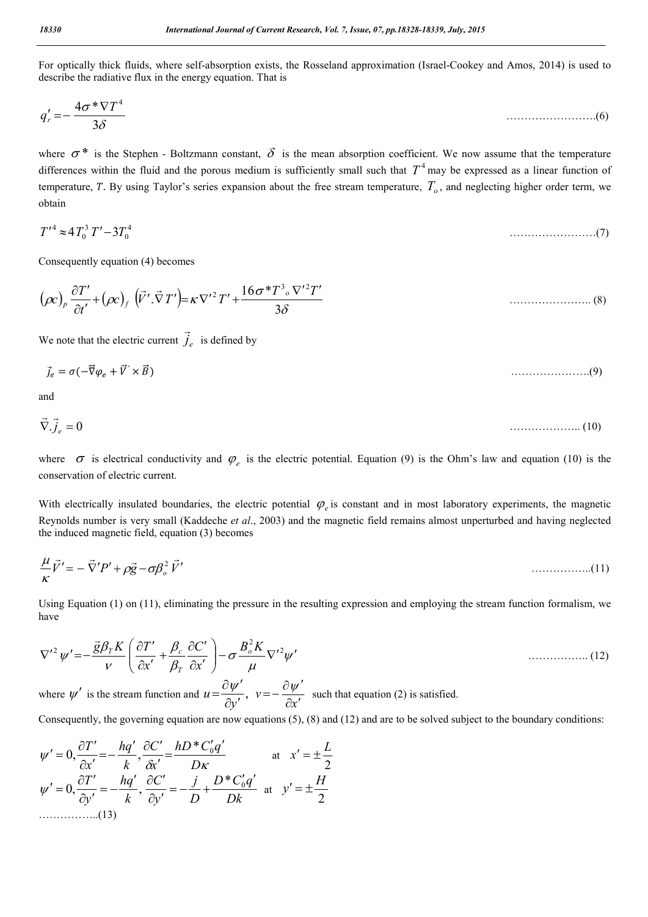For optically thick fluids, where self-absorption exists, the Rosseland approximation (Israel-Cookey and Amos, 2014) is used to describe the radiative flux in the energy equation. That is

$$q_r' = -\frac{4\sigma^* \nabla T^4}{3\delta} \qquad \text{.........................(6)}$$

where $\sigma^*$ is the Stephen - Boltzmann constant, $\delta$ is the mean absorption coefficient. We now assume that the temperature differences within the fluid and the porous medium is sufficiently small such that $T^4$ may be expressed as a linear function of temperature, $T$. By using Taylor's series expansion about the free stream temperature, $T_o$, and neglecting higher order term, we obtain

$$T'^4 \approx 4T_0^3 T' - 3T_0^4 \qquad \text{........................(7)}$$

Consequently equation (4) becomes

$$(\rho c)_p \frac{\partial T'}{\partial t'} + (\rho c)_f \left(\vec{V}'.\vec{\nabla} T'\right) = \kappa \nabla'^2 T' + \frac{16\sigma^* T^3_o \nabla'^2 T'}{3\delta} \qquad \text{...................... (8)}$$

We note that the electric current $\vec{j}_e$ is defined by

$$\vec{j}_e = \sigma(-\vec{\nabla}\varphi_e + \vec{V}' \times \vec{B}) \qquad \text{......................(9)}$$

and

$$\vec{\nabla}.\vec{j}_e = 0 \qquad \text{................... (10)}$$

where $\sigma$ is electrical conductivity and $\varphi_e$ is the electric potential. Equation (9) is the Ohm's law and equation (10) is the conservation of electric current.

With electrically insulated boundaries, the electric potential $\varphi_e$ is constant and in most laboratory experiments, the magnetic Reynolds number is very small (Kaddeche *et al*., 2003) and the magnetic field remains almost unperturbed and having neglected the induced magnetic field, equation (3) becomes

$$\frac{\mu}{\kappa}\vec{V}' = -\vec{\nabla}' P' + \rho\vec{g} - \sigma\beta_o^2 \vec{V}' \qquad \text{................(11)}$$

Using Equation (1) on (11), eliminating the pressure in the resulting expression and employing the stream function formalism, we have

$$\nabla'^2 \psi' = -\frac{\vec{g}\beta_T K}{\nu}\left(\frac{\partial T'}{\partial x'} + \frac{\beta_c}{\beta_T}\frac{\partial C'}{\partial x'}\right) - \sigma\frac{B_o^2 K}{\mu}\nabla'^2 \psi' \qquad \text{................ (12)}$$

where $\psi'$ is the stream function and $u = \dfrac{\partial \psi'}{\partial y'},\ v = -\dfrac{\partial \psi'}{\partial x'}$ such that equation (2) is satisfied.

Consequently, the governing equation are now equations (5), (8) and (12) and are to be solved subject to the boundary conditions:

$$\psi' = 0, \frac{\partial T'}{\partial x'} = -\frac{hq'}{k}, \frac{\partial C'}{\delta x'} = \frac{hD^* C_0' q'}{D\kappa} \qquad \text{at} \quad x' = \pm\frac{L}{2}$$

$$\psi' = 0, \frac{\partial T'}{\partial y'} = -\frac{hq'}{k}, \frac{\partial C'}{\partial y'} = -\frac{j}{D} + \frac{D^* C_0' q'}{Dk} \quad \text{at} \quad y' = \pm\frac{H}{2}$$

................(13)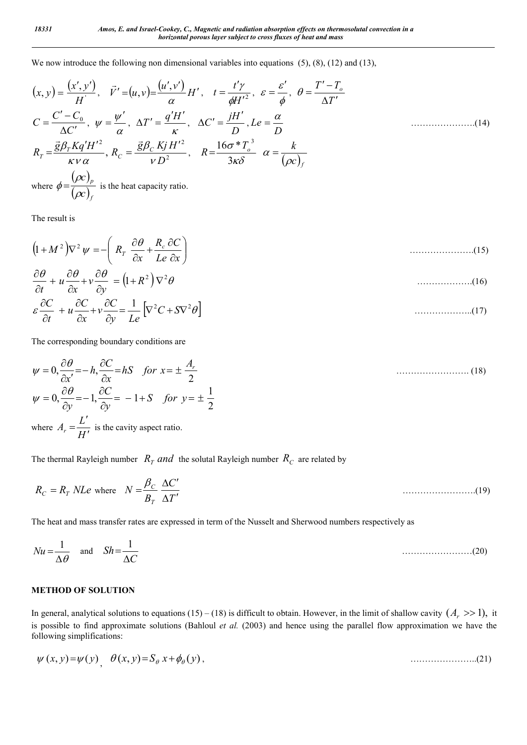We now introduce the following non dimensional variables into equations (5), (8), (12) and (13),

$$
\begin{aligned}
&(x,y)=\frac{(x',y')}{H'},\quad \vec{V}'=(u,v)=\frac{(u',v')}{\alpha}H',\quad t=\frac{t'\gamma}{\phi H'^2},\ \varepsilon=\frac{\varepsilon'}{\phi},\ \theta=\frac{T'-T_o}{\Delta T'}\\
&C=\frac{C'-C_0}{\Delta C'},\ \psi=\frac{\psi'}{\alpha},\ \Delta T'=\frac{q'H'}{\kappa},\quad \Delta C'=\frac{jH'}{D},Le=\frac{\alpha}{D} \qquad \text{.....................(14)}\\
&R_T=\frac{\vec{g}\beta_T Kq'H'^2}{\kappa\nu\alpha},\ R_C=\frac{\vec{g}\beta_C KjH'^2}{\nu D^2},\quad R=\frac{16\sigma^* T_o^3}{3\kappa\delta}\quad \alpha=\frac{k}{(\rho c)_f}
\end{aligned}
$$

where $\phi=\dfrac{(\rho c)_p}{(\rho c)_f}$ is the heat capacity ratio.

The result is

$$
(1+M^2)\nabla^2\psi=-\left(R_T\frac{\partial\theta}{\partial x}+\frac{R_c}{Le}\frac{\partial C}{\partial x}\right) \qquad \text{.....................(15)}
$$

$$
\frac{\partial\theta}{\partial t}+u\frac{\partial\theta}{\partial x}+v\frac{\partial\theta}{\partial y}=(1+R^2)\nabla^2\theta \qquad \text{..................(16)}
$$

$$
\varepsilon\frac{\partial C}{\partial t}+u\frac{\partial C}{\partial x}+v\frac{\partial C}{\partial y}=\frac{1}{Le}\left[\nabla^2 C+S\nabla^2\theta\right] \qquad \text{...................(17)}
$$

The corresponding boundary conditions are

$$
\psi=0,\frac{\partial\theta}{\partial x'}=-h,\frac{\partial C}{\partial x}=hS\quad for\ x=\pm\frac{A_r}{2} \qquad \text{......................... (18)}
$$

$$
\psi=0,\frac{\partial\theta}{\partial y}=-1,\frac{\partial C}{\partial y}=-1+S\quad for\ y=\pm\frac{1}{2}
$$

where $A_r=\dfrac{L'}{H'}$ is the cavity aspect ratio.

The thermal Rayleigh number $R_T$ *and* the solutal Rayleigh number $R_C$ are related by

$$
R_C=R_T\,NLe \text{ where } N=\frac{\beta_C}{B_T}\frac{\Delta C'}{\Delta T'} \qquad \text{.........................(19)}
$$

The heat and mass transfer rates are expressed in term of the Nusselt and Sherwood numbers respectively as

$$
Nu=\frac{1}{\Delta\theta}\quad\text{and}\quad Sh=\frac{1}{\Delta C} \qquad \text{........................(20)}
$$

## METHOD OF SOLUTION

In general, analytical solutions to equations (15) – (18) is difficult to obtain. However, in the limit of shallow cavity $(A_r \gg 1)$, it is possible to find approximate solutions (Bahloul *et al.* (2003) and hence using the parallel flow approximation we have the following simplifications:

$$
\psi(x,y)=\psi(y),\quad \theta(x,y)=S_\theta\,x+\phi_\theta(y), \qquad \text{.......................(21)}
$$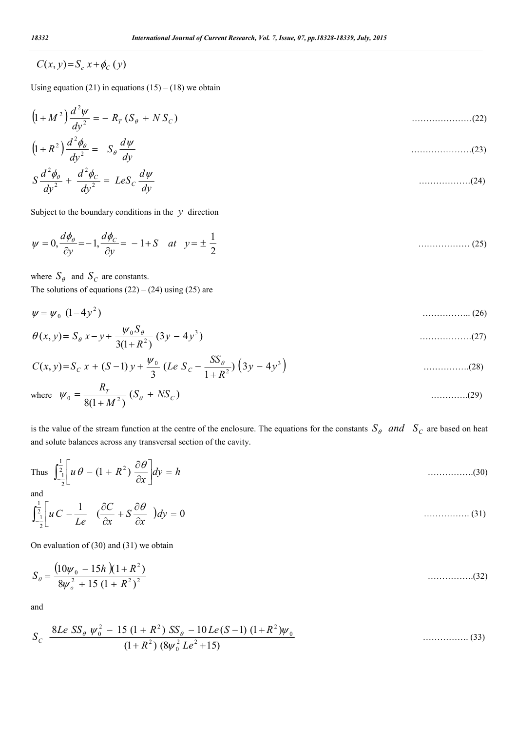$$C(x, y) = S_c\, x + \phi_C(y)$$

Using equation (21) in equations (15) – (18) we obtain

$$\left(1 + M^2\right)\frac{d^2\psi}{dy^2} = -\, R_T\,(S_\theta \,+\, N\,S_C) \qquad \text{.....................(22)}$$

$$\left(1 + R^2\right)\frac{d^2\phi_\theta}{dy^2} = \;\; S_\theta\,\frac{d\psi}{dy} \qquad \text{.....................(23)}$$

$$S\frac{d^2\phi_\theta}{dy^2} + \frac{d^2\phi_C}{dy^2} = LeS_C\,\frac{d\psi}{dy} \qquad \text{..................(24)}$$

Subject to the boundary conditions in the $y$ direction

$$\psi = 0, \frac{d\phi_\theta}{\partial y} = -1, \frac{d\phi_C}{\partial y} = -1 + S \quad at \quad y = \pm\,\frac{1}{2} \qquad \text{.................. (25)}$$

where $S_\theta$ and $S_C$ are constants.

The solutions of equations (22) – (24) using (25) are

$$\psi = \psi_0\;(1 - 4y^2) \qquad \text{................. (26)}$$

$$\theta(x, y) = S_\theta\, x - y + \frac{\psi_0 S_\theta}{3(1 + R^2)}\,(3y \,-\, 4y^3) \qquad \text{..................(27)}$$

$$C(x, y) = S_C\, x \,+\, (S - 1)\, y + \frac{\psi_0}{3}\,(Le\; S_C - \frac{SS_\theta}{1 + R^2})\,\left(3y \,-\, 4y^3\right) \qquad \text{................(28)}$$

where $\psi_0 = \dfrac{R_T}{8(1 + M^2)}\,(S_\theta \,+\, NS_C)$ ............(29)

is the value of the stream function at the centre of the enclosure. The equations for the constants $S_\theta \;\; and \;\; S_C$ are based on heat and solute balances across any transversal section of the cavity.

Thus $\displaystyle\int_{-\frac{1}{2}}^{\frac{1}{2}}\left[u\,\theta \,-\, (1 \,+\, R^2)\,\frac{\partial\theta}{\partial x}\right]dy \,=\, h$ ................(30)

and

$$\int_{-\frac{1}{2}}^{\frac{1}{2}}\left[u\,C - \frac{1}{Le}\quad(\frac{\partial C}{\partial x} + S\,\frac{\partial\theta}{\partial x}\quad\right)dy \,=\, 0 \qquad \text{................ (31)}$$

On evaluation of (30) and (31) we obtain

$$S_\theta = \frac{\left(10\psi_0 \,-\, 15h\,\right)\!(1 + R^2)}{8\psi_o^2 \,+\, 15\,(1 \,+\, R^2)^2} \qquad \text{................(32)}$$

and

$$S_C \;\; \frac{8Le\; SS_\theta\;\psi_0^2 \,-\, 15\,(1 \,+\, R^2)\; SS_\theta \,-\, 10\,Le\,(S - 1)\;(1 + R^2)\psi_0}{(1 + R^2)\;(8\psi_0^2\; Le^2 + 15)} \qquad \text{................ (33)}$$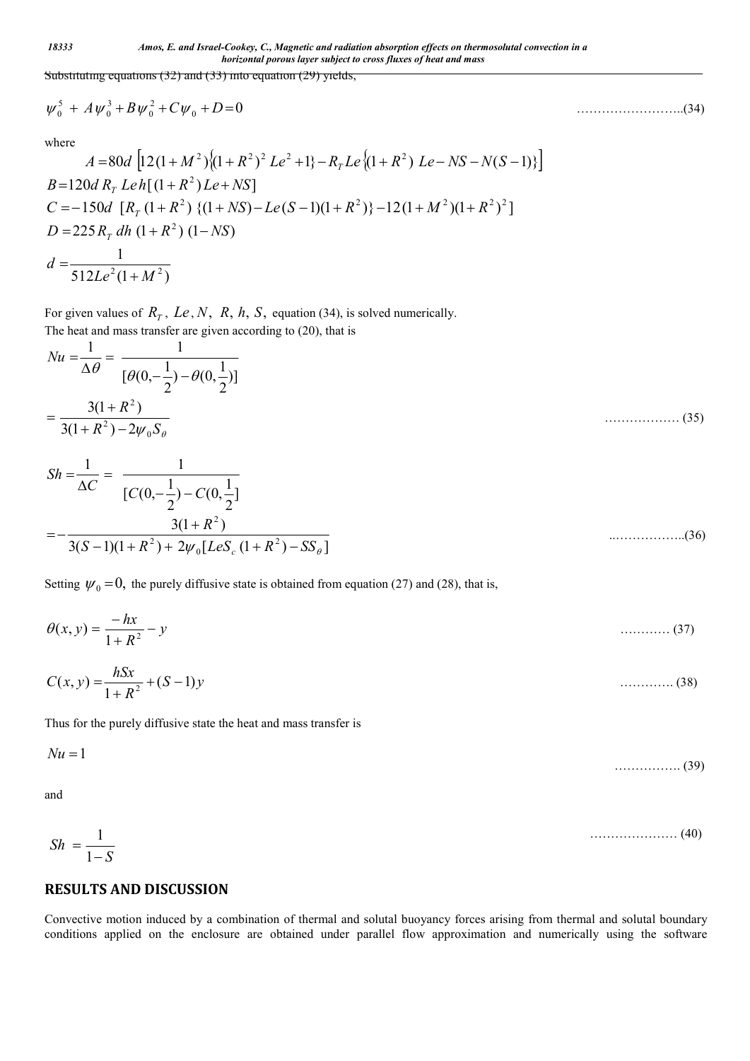Substituting equations (32) and (33) into equation (29) yields,

$$\psi_0^5 + A\psi_0^3 + B\psi_0^2 + C\psi_0 + D = 0 \qquad (34)$$

where

$$A = 80d\left[12(1+M^2)\left\{(1+R^2)^2 Le^2 + 1\right\} - R_T Le\left\{(1+R^2)\,Le - NS - N(S-1)\right\}\right]$$

$$B = 120d\, R_T\, Le\, h[(1+R^2)Le + NS]$$

$$C = -150d\;[R_T(1+R^2)\,\{(1+NS) - Le(S-1)(1+R^2)\} - 12(1+M^2)(1+R^2)^2]$$

$$D = 225 R_T\, dh\,(1+R^2)\,(1-NS)$$

$$d = \frac{1}{512Le^2(1+M^2)}$$

For given values of $R_T$, $Le, N$, $R$, $h$, $S$, equation (34), is solved numerically.
The heat and mass transfer are given according to (20), that is

$$Nu = \frac{1}{\Delta\theta} = \frac{1}{[\theta(0,-\frac{1}{2}) - \theta(0,\frac{1}{2})]}$$

$$= \frac{3(1+R^2)}{3(1+R^2) - 2\psi_0 S_\theta} \qquad (35)$$

$$Sh = \frac{1}{\Delta C} = \frac{1}{[C(0,-\frac{1}{2}) - C(0,\frac{1}{2})]}$$

$$= -\frac{3(1+R^2)}{3(S-1)(1+R^2) + 2\psi_0[LeS_c(1+R^2) - SS_\theta]} \qquad (36)$$

Setting $\psi_0 = 0,$ the purely diffusive state is obtained from equation (27) and (28), that is,

$$\theta(x,y) = \frac{-hx}{1+R^2} - y \qquad (37)$$

$$C(x,y) = \frac{hSx}{1+R^2} + (S-1)y \qquad (38)$$

Thus for the purely diffusive state the heat and mass transfer is

$$Nu = 1 \qquad (39)$$

and

$$Sh = \frac{1}{1-S} \qquad (40)$$

## RESULTS AND DISCUSSION

Convective motion induced by a combination of thermal and solutal buoyancy forces arising from thermal and solutal boundary conditions applied on the enclosure are obtained under parallel flow approximation and numerically using the software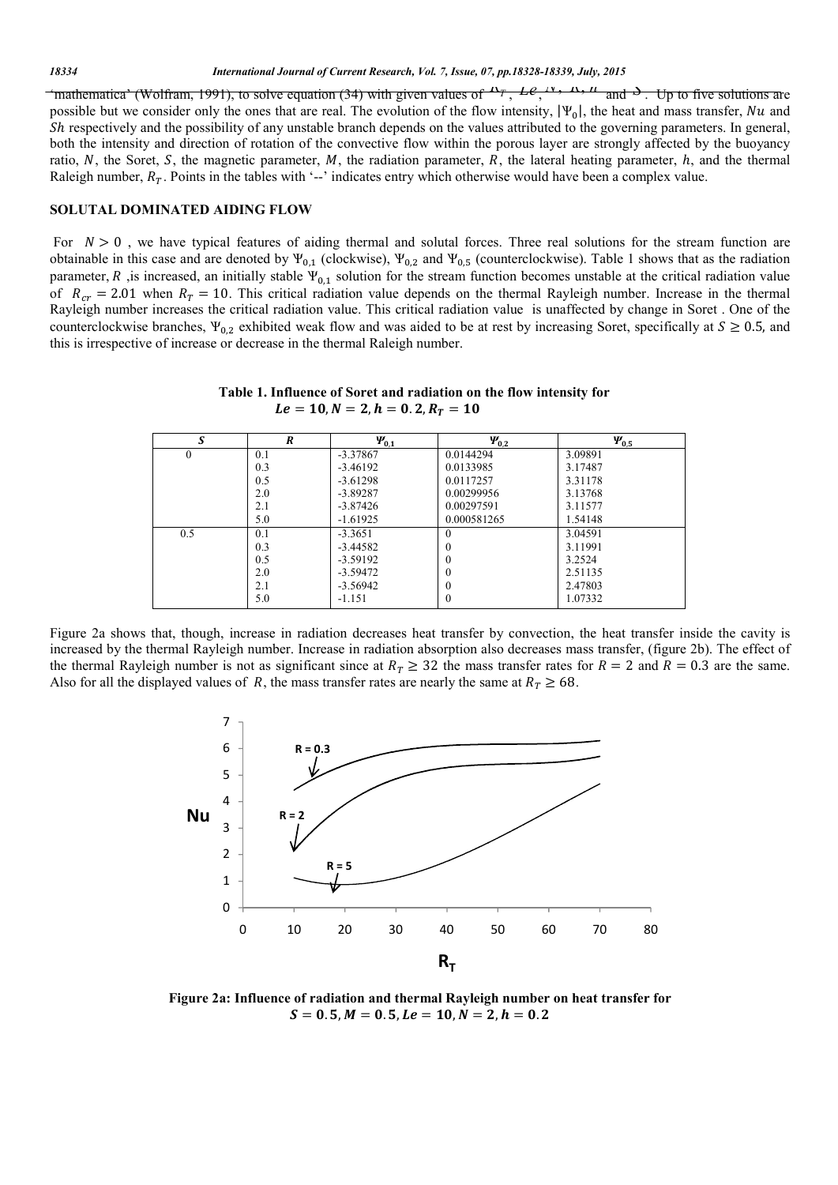'mathematica' (Wolfram, 1991), to solve equation (34) with given values of $R_T$, $Le$, $N$, $R$, $h$ and $S$. Up to five solutions are possible but we consider only the ones that are real. The evolution of the flow intensity, $|\Psi_0|$, the heat and mass transfer, $Nu$ and $Sh$ respectively and the possibility of any unstable branch depends on the values attributed to the governing parameters. In general, both the intensity and direction of rotation of the convective flow within the porous layer are strongly affected by the buoyancy ratio, $N$, the Soret, $S$, the magnetic parameter, $M$, the radiation parameter, $R$, the lateral heating parameter, $h$, and the thermal Raleigh number, $R_T$. Points in the tables with '--' indicates entry which otherwise would have been a complex value.

## SOLUTAL DOMINATED AIDING FLOW

For $N > 0$, we have typical features of aiding thermal and solutal forces. Three real solutions for the stream function are obtainable in this case and are denoted by $\Psi_{0,1}$ (clockwise), $\Psi_{0,2}$ and $\Psi_{0,5}$ (counterclockwise). Table 1 shows that as the radiation parameter, $R$ ,is increased, an initially stable $\Psi_{0,1}$ solution for the stream function becomes unstable at the critical radiation value of $R_{cr} = 2.01$ when $R_T = 10$. This critical radiation value depends on the thermal Rayleigh number. Increase in the thermal Rayleigh number increases the critical radiation value. This critical radiation value is unaffected by change in Soret . One of the counterclockwise branches, $\Psi_{0,2}$ exhibited weak flow and was aided to be at rest by increasing Soret, specifically at $S \geq 0.5$, and this is irrespective of increase or decrease in the thermal Raleigh number.

**Table 1. Influence of Soret and radiation on the flow intensity for $Le = 10, N = 2, h = 0.2, R_T = 10$**

| $S$ | $R$ | $\Psi_{0,1}$ | $\Psi_{0,2}$ | $\Psi_{0,5}$ |
|---|---|---|---|---|
| 0 | 0.1 | -3.37867 | 0.0144294 | 3.09891 |
| | 0.3 | -3.46192 | 0.0133985 | 3.17487 |
| | 0.5 | -3.61298 | 0.0117257 | 3.31178 |
| | 2.0 | -3.89287 | 0.00299956 | 3.13768 |
| | 2.1 | -3.87426 | 0.00297591 | 3.11577 |
| | 5.0 | -1.61925 | 0.000581265 | 1.54148 |
| 0.5 | 0.1 | -3.3651 | 0 | 3.04591 |
| | 0.3 | -3.44582 | 0 | 3.11991 |
| | 0.5 | -3.59192 | 0 | 3.2524 |
| | 2.0 | -3.59472 | 0 | 2.51135 |
| | 2.1 | -3.56942 | 0 | 2.47803 |
| | 5.0 | -1.151 | 0 | 1.07332 |

Figure 2a shows that, though, increase in radiation decreases heat transfer by convection, the heat transfer inside the cavity is increased by the thermal Rayleigh number. Increase in radiation absorption also decreases mass transfer, (figure 2b). The effect of the thermal Rayleigh number is not as significant since at $R_T \geq 32$ the mass transfer rates for $R = 2$ and $R = 0.3$ are the same. Also for all the displayed values of $R$, the mass transfer rates are nearly the same at $R_T \geq 68$.

**Figure 2a: Influence of radiation and thermal Rayleigh number on heat transfer for $S = 0.5, M = 0.5, Le = 10, N = 2, h = 0.2$**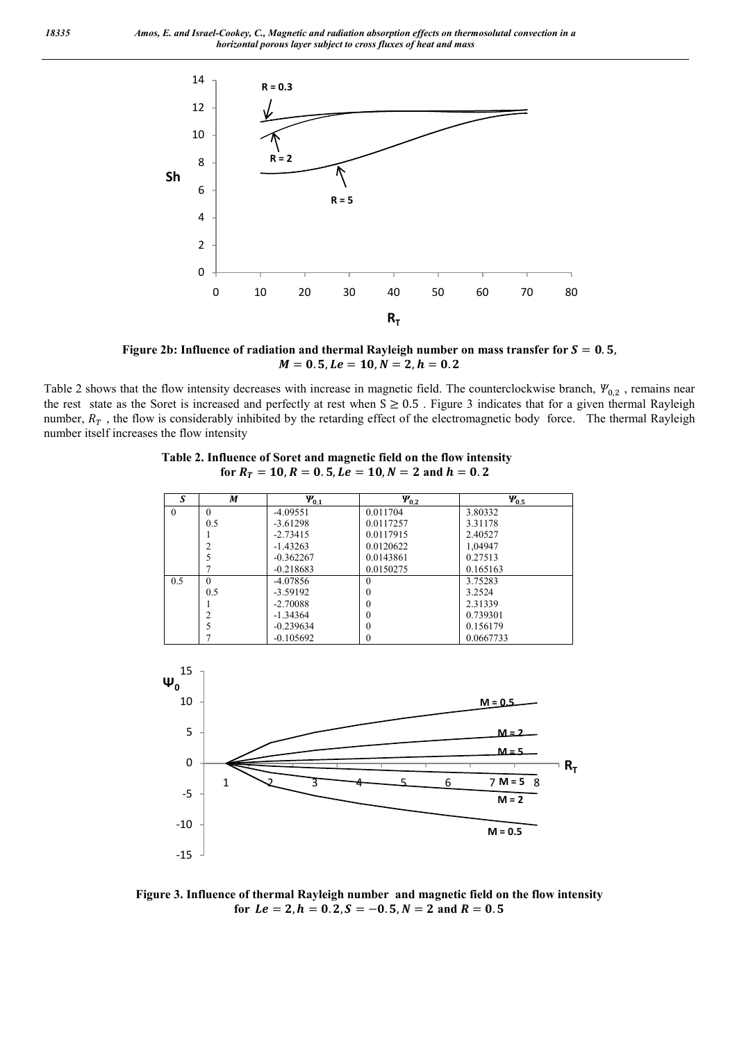**Figure 2b: Influence of radiation and thermal Rayleigh number on mass transfer for $S = 0.5$, $M = 0.5, Le = 10, N = 2, h = 0.2$**

Table 2 shows that the flow intensity decreases with increase in magnetic field. The counterclockwise branch, $\Psi_{0,2}$ , remains near the rest state as the Soret is increased and perfectly at rest when $S \geq 0.5$ . Figure 3 indicates that for a given thermal Rayleigh number, $R_T$ , the flow is considerably inhibited by the retarding effect of the electromagnetic body force. The thermal Rayleigh number itself increases the flow intensity

**Table 2. Influence of Soret and magnetic field on the flow intensity for $R_T = 10, R = 0.5, Le = 10, N = 2$ and $h = 0.2$**

| $S$ | $M$ | $\Psi_{0,1}$ | $\Psi_{0,2}$ | $\Psi_{0,5}$ |
|---|---|---|---|---|
| 0 | 0 | -4.09551 | 0.011704 | 3.80332 |
| | 0.5 | -3.61298 | 0.0117257 | 3.31178 |
| | 1 | -2.73415 | 0.0117915 | 2.40527 |
| | 2 | -1.43263 | 0.0120622 | 1,04947 |
| | 5 | -0.362267 | 0.0143861 | 0.27513 |
| | 7 | -0.218683 | 0.0150275 | 0.165163 |
| 0.5 | 0 | -4.07856 | 0 | 3.75283 |
| | 0.5 | -3.59192 | 0 | 3.2524 |
| | 1 | -2.70088 | 0 | 2.31339 |
| | 2 | -1.34364 | 0 | 0.739301 |
| | 5 | -0.239634 | 0 | 0.156179 |
| | 7 | -0.105692 | 0 | 0.0667733 |

**Figure 3. Influence of thermal Rayleigh number and magnetic field on the flow intensity for $Le = 2, h = 0.2, S = -0.5, N = 2$ and $R = 0.5$**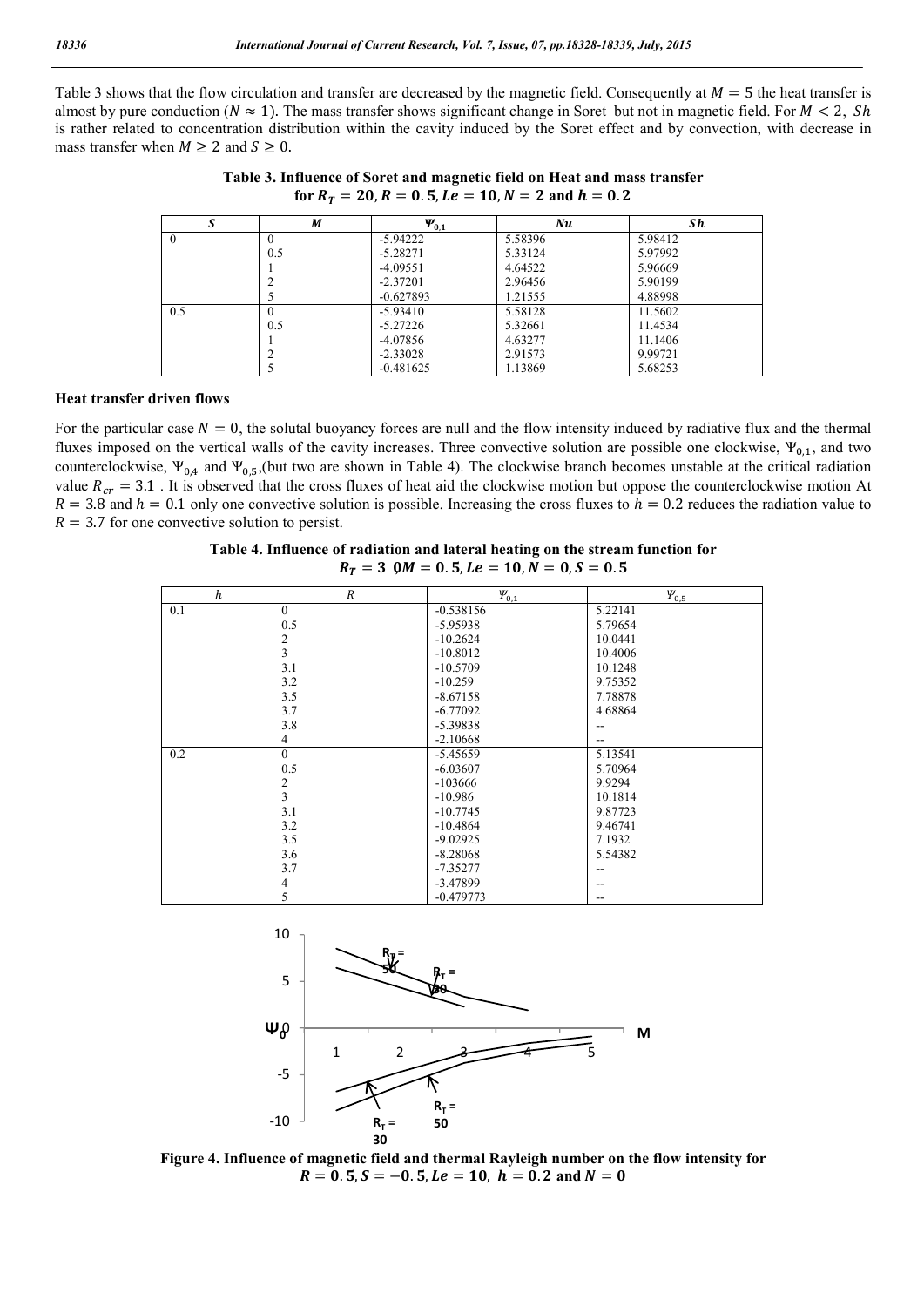Table 3 shows that the flow circulation and transfer are decreased by the magnetic field. Consequently at $M = 5$ the heat transfer is almost by pure conduction ($N \approx 1$). The mass transfer shows significant change in Soret but not in magnetic field. For $M < 2$, $Sh$ is rather related to concentration distribution within the cavity induced by the Soret effect and by convection, with decrease in mass transfer when $M \geq 2$ and $S \geq 0$.

**Table 3. Influence of Soret and magnetic field on Heat and mass transfer for $R_T = 20, R = 0.5, Le = 10, N = 2$ and $h = 0.2$**

| $S$ | $M$ | $\Psi_{0,1}$ | $Nu$ | $Sh$ |
|---|---|---|---|---|
| 0 | 0 | -5.94222 | 5.58396 | 5.98412 |
| | 0.5 | -5.28271 | 5.33124 | 5.97992 |
| | 1 | -4.09551 | 4.64522 | 5.96669 |
| | 2 | -2.37201 | 2.96456 | 5.90199 |
| | 5 | -0.627893 | 1.21555 | 4.88998 |
| 0.5 | 0 | -5.93410 | 5.58128 | 11.5602 |
| | 0.5 | -5.27226 | 5.32661 | 11.4534 |
| | 1 | -4.07856 | 4.63277 | 11.1406 |
| | 2 | -2.33028 | 2.91573 | 9.99721 |
| | 5 | -0.481625 | 1.13869 | 5.68253 |

### Heat transfer driven flows

For the particular case $N = 0$, the solutal buoyancy forces are null and the flow intensity induced by radiative flux and the thermal fluxes imposed on the vertical walls of the cavity increases. Three convective solution are possible one clockwise, $\Psi_{0,1}$, and two counterclockwise, $\Psi_{0,4}$ and $\Psi_{0,5}$,(but two are shown in Table 4). The clockwise branch becomes unstable at the critical radiation value $R_{cr} = 3.1$ . It is observed that the cross fluxes of heat aid the clockwise motion but oppose the counterclockwise motion At $R = 3.8$ and $h = 0.1$ only one convective solution is possible. Increasing the cross fluxes to $h = 0.2$ reduces the radiation value to $R = 3.7$ for one convective solution to persist.

**Table 4. Influence of radiation and lateral heating on the stream function for $R_T = 30, M = 0.5, Le = 10, N = 0, S = 0.5$**

| $h$ | $R$ | $\Psi_{0,1}$ | $\Psi_{0,5}$ |
|---|---|---|---|
| 0.1 | 0 | -0.538156 | 5.22141 |
| | 0.5 | -5.95938 | 5.79654 |
| | 2 | -10.2624 | 10.0441 |
| | 3 | -10.8012 | 10.4006 |
| | 3.1 | -10.5709 | 10.1248 |
| | 3.2 | -10.259 | 9.75352 |
| | 3.5 | -8.67158 | 7.78878 |
| | 3.7 | -6.77092 | 4.68864 |
| | 3.8 | -5.39838 | -- |
| | 4 | -2.10668 | -- |
| 0.2 | 0 | -5.45659 | 5.13541 |
| | 0.5 | -6.03607 | 5.70964 |
| | 2 | -103666 | 9.9294 |
| | 3 | -10.986 | 10.1814 |
| | 3.1 | -10.7745 | 9.87723 |
| | 3.2 | -10.4864 | 9.46741 |
| | 3.5 | -9.02925 | 7.1932 |
| | 3.6 | -8.28068 | 5.54382 |
| | 3.7 | -7.35277 | -- |
| | 4 | -3.47899 | -- |
| | 5 | -0.479773 | -- |

**Figure 4. Influence of magnetic field and thermal Rayleigh number on the flow intensity for $R = 0.5, S = -0.5, Le = 10,\ h = 0.2$ and $N = 0$**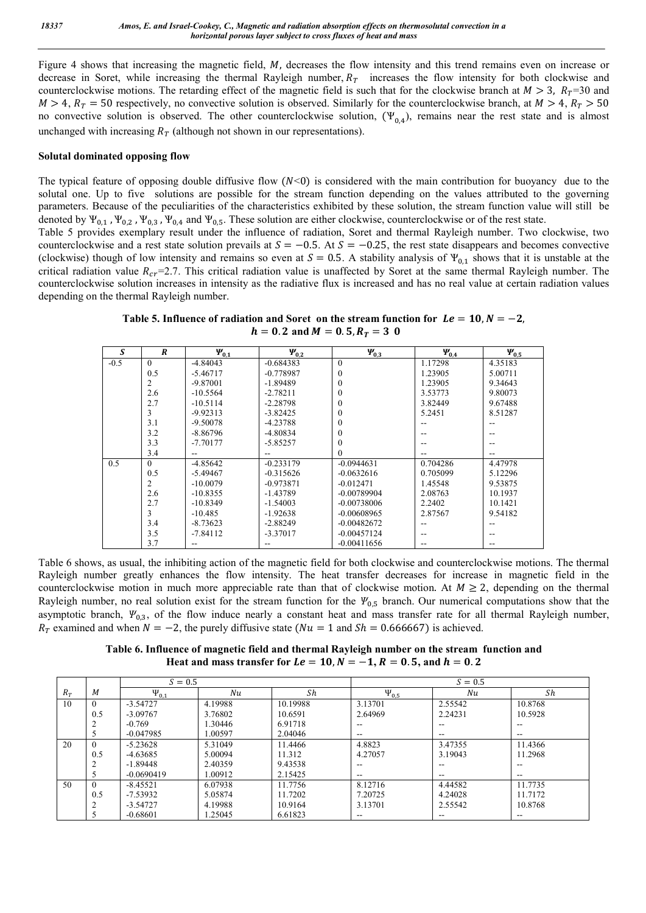Figure 4 shows that increasing the magnetic field, $M$, decreases the flow intensity and this trend remains even on increase or decrease in Soret, while increasing the thermal Rayleigh number, $R_T$ increases the flow intensity for both clockwise and counterclockwise motions. The retarding effect of the magnetic field is such that for the clockwise branch at $M > 3$, $R_T$=30 and $M > 4$, $R_T = 50$ respectively, no convective solution is observed. Similarly for the counterclockwise branch, at $M > 4$, $R_T > 50$ no convective solution is observed. The other counterclockwise solution, ($\Psi_{0,4}$), remains near the rest state and is almost unchanged with increasing $R_T$ (although not shown in our representations).

### Solutal dominated opposing flow

The typical feature of opposing double diffusive flow ($N$<0) is considered with the main contribution for buoyancy due to the solutal one. Up to five solutions are possible for the stream function depending on the values attributed to the governing parameters. Because of the peculiarities of the characteristics exhibited by these solution, the stream function value will still be denoted by $\Psi_{0,1}$ , $\Psi_{0,2}$ , $\Psi_{0,3}$ , $\Psi_{0,4}$ and $\Psi_{0,5}$. These solution are either clockwise, counterclockwise or of the rest state.

Table 5 provides exemplary result under the influence of radiation, Soret and thermal Rayleigh number. Two clockwise, two counterclockwise and a rest state solution prevails at $S = -0.5$. At $S = -0.25$, the rest state disappears and becomes convective (clockwise) though of low intensity and remains so even at $S = 0.5$. A stability analysis of $\Psi_{0,1}$ shows that it is unstable at the critical radiation value $R_{cr}$=2.7. This critical radiation value is unaffected by Soret at the same thermal Rayleigh number. The counterclockwise solution increases in intensity as the radiative flux is increased and has no real value at certain radiation values depending on the thermal Rayleigh number.

**Table 5. Influence of radiation and Soret on the stream function for $Le = 10, N = -2$, $h = 0.2$ and $M = 0.5, R_T = 30$**

| $S$ | $R$ | $\Psi_{0,1}$ | $\Psi_{0,2}$ | $\Psi_{0,3}$ | $\Psi_{0,4}$ | $\Psi_{0,5}$ |
|---|---|---|---|---|---|---|
| -0.5 | 0 | -4.84043 | -0.684383 | 0 | 1.17298 | 4.35183 |
| | 0.5 | -5.46717 | -0.778987 | 0 | 1.23905 | 5.00711 |
| | 2 | -9.87001 | -1.89489 | 0 | 1.23905 | 9.34643 |
| | 2.6 | -10.5564 | -2.78211 | 0 | 3.53773 | 9.80073 |
| | 2.7 | -10.5114 | -2.28798 | 0 | 3.82449 | 9.67488 |
| | 3 | -9.92313 | -3.82425 | 0 | 5.2451 | 8.51287 |
| | 3.1 | -9.50078 | -4.23788 | 0 | -- | -- |
| | 3.2 | -8.86796 | -4.80834 | 0 | -- | -- |
| | 3.3 | -7.70177 | -5.85257 | 0 | -- | -- |
| | 3.4 | -- | -- | 0 | -- | -- |
| 0.5 | 0 | -4.85642 | -0.233179 | -0.0944631 | 0.704286 | 4.47978 |
| | 0.5 | -5.49467 | -0.315626 | -0.0632616 | 0.705099 | 5.12296 |
| | 2 | -10.0079 | -0.973871 | -0.012471 | 1.45548 | 9.53875 |
| | 2.6 | -10.8355 | -1.43789 | -0.00789904 | 2.08763 | 10.1937 |
| | 2.7 | -10.8349 | -1.54003 | -0.00738006 | 2.2402 | 10.1421 |
| | 3 | -10.485 | -1.92638 | -0.00608965 | 2.87567 | 9.54182 |
| | 3.4 | -8.73623 | -2.88249 | -0.00482672 | -- | -- |
| | 3.5 | -7.84112 | -3.37017 | -0.00457124 | -- | -- |
| | 3.7 | -- | -- | -0.00411656 | -- | -- |

Table 6 shows, as usual, the inhibiting action of the magnetic field for both clockwise and counterclockwise motions. The thermal Rayleigh number greatly enhances the flow intensity. The heat transfer decreases for increase in magnetic field in the counterclockwise motion in much more appreciable rate than that of clockwise motion. At $M \geq 2$, depending on the thermal Rayleigh number, no real solution exist for the stream function for the $\Psi_{0,5}$ branch. Our numerical computations show that the asymptotic branch, $\Psi_{0,3}$, of the flow induce nearly a constant heat and mass transfer rate for all thermal Rayleigh number, $R_T$ examined and when $N = -2$, the purely diffusive state ($Nu = 1$ and $Sh = 0.666667$) is achieved.

**Table 6. Influence of magnetic field and thermal Rayleigh number on the stream function and Heat and mass transfer for $Le = 10, N = -1, R = 0.5$, and $h = 0.2$**

| | | $S = 0.5$ | | | $S = 0.5$ | | |
|---|---|---|---|---|---|---|---|
| $R_T$ | $M$ | $\Psi_{0,1}$ | $Nu$ | $Sh$ | $\Psi_{0,5}$ | $Nu$ | $Sh$ |
| 10 | 0 | -3.54727 | 4.19988 | 10.19988 | 3.13701 | 2.55542 | 10.8768 |
| | 0.5 | -3.09767 | 3.76802 | 10.6591 | 2.64969 | 2.24231 | 10.5928 |
| | 2 | -0.769 | 1.30446 | 6.91718 | -- | -- | -- |
| | 5 | -0.047985 | 1.00597 | 2.04046 | -- | -- | -- |
| 20 | 0 | -5.23628 | 5.31049 | 11.4466 | 4.8823 | 3.47355 | 11.4366 |
| | 0.5 | -4.63685 | 5.00094 | 11.312 | 4.27057 | 3.19043 | 11.2968 |
| | 2 | -1.89448 | 2.40359 | 9.43538 | -- | -- | -- |
| | 5 | -0.0690419 | 1.00912 | 2.15425 | -- | -- | -- |
| 50 | 0 | -8.45521 | 6.07938 | 11.7756 | 8.12716 | 4.44582 | 11.7735 |
| | 0.5 | -7.53932 | 5.05874 | 11.7202 | 7.20725 | 4.24028 | 11.7172 |
| | 2 | -3.54727 | 4.19988 | 10.9164 | 3.13701 | 2.55542 | 10.8768 |
| | 5 | -0.68601 | 1.25045 | 6.61823 | -- | -- | -- |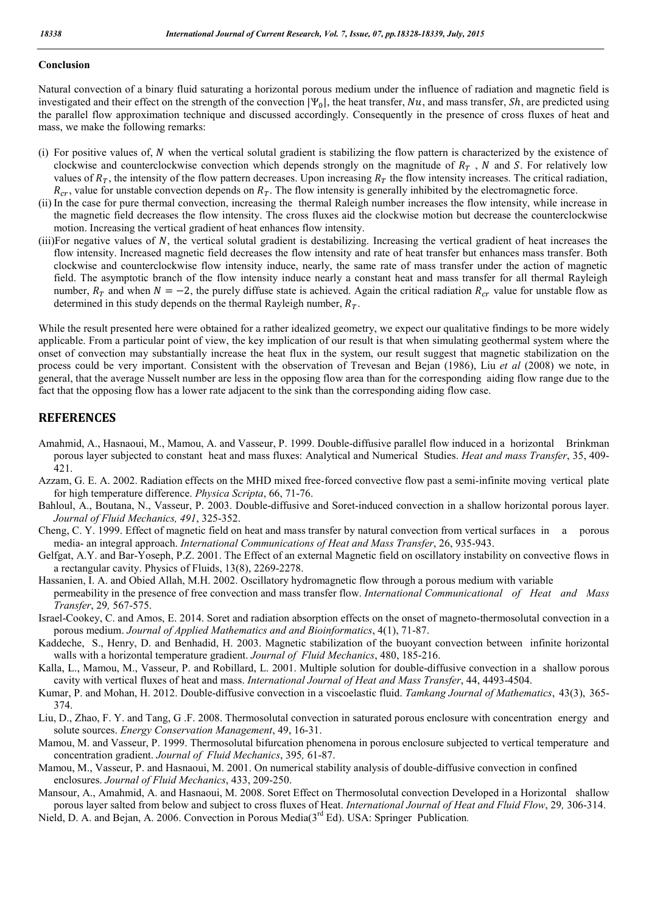### Conclusion

Natural convection of a binary fluid saturating a horizontal porous medium under the influence of radiation and magnetic field is investigated and their effect on the strength of the convection $|\Psi_0|$, the heat transfer, $Nu$, and mass transfer, $Sh$, are predicted using the parallel flow approximation technique and discussed accordingly. Consequently in the presence of cross fluxes of heat and mass, we make the following remarks:

(i) For positive values of, $N$ when the vertical solutal gradient is stabilizing the flow pattern is characterized by the existence of clockwise and counterclockwise convection which depends strongly on the magnitude of $R_T$ , $N$ and $S$. For relatively low values of $R_T$, the intensity of the flow pattern decreases. Upon increasing $R_T$ the flow intensity increases. The critical radiation, $R_{cr}$, value for unstable convection depends on $R_T$. The flow intensity is generally inhibited by the electromagnetic force.

(ii) In the case for pure thermal convection, increasing the thermal Raleigh number increases the flow intensity, while increase in the magnetic field decreases the flow intensity. The cross fluxes aid the clockwise motion but decrease the counterclockwise motion. Increasing the vertical gradient of heat enhances flow intensity.

(iii)For negative values of $N$, the vertical solutal gradient is destabilizing. Increasing the vertical gradient of heat increases the flow intensity. Increased magnetic field decreases the flow intensity and rate of heat transfer but enhances mass transfer. Both clockwise and counterclockwise flow intensity induce, nearly, the same rate of mass transfer under the action of magnetic field. The asymptotic branch of the flow intensity induce nearly a constant heat and mass transfer for all thermal Rayleigh number, $R_T$ and when $N = -2$, the purely diffuse state is achieved. Again the critical radiation $R_{cr}$ value for unstable flow as determined in this study depends on the thermal Rayleigh number, $R_T$.

While the result presented here were obtained for a rather idealized geometry, we expect our qualitative findings to be more widely applicable. From a particular point of view, the key implication of our result is that when simulating geothermal system where the onset of convection may substantially increase the heat flux in the system, our result suggest that magnetic stabilization on the process could be very important. Consistent with the observation of Trevesan and Bejan (1986), Liu *et al* (2008) we note, in general, that the average Nusselt number are less in the opposing flow area than for the corresponding aiding flow range due to the fact that the opposing flow has a lower rate adjacent to the sink than the corresponding aiding flow case.

## REFERENCES

Amahmid, A., Hasnaoui, M., Mamou, A. and Vasseur, P. 1999. Double-diffusive parallel flow induced in a horizontal Brinkman porous layer subjected to constant heat and mass fluxes: Analytical and Numerical Studies. *Heat and mass Transfer*, 35, 409-421.

Azzam, G. E. A. 2002. Radiation effects on the MHD mixed free-forced convective flow past a semi-infinite moving vertical plate for high temperature difference. *Physica Scripta*, 66, 71-76.

Bahloul, A., Boutana, N., Vasseur, P. 2003. Double-diffusive and Soret-induced convection in a shallow horizontal porous layer. *Journal of Fluid Mechanics, 491*, 325-352.

Cheng, C. Y. 1999. Effect of magnetic field on heat and mass transfer by natural convection from vertical surfaces in a porous media- an integral approach. *International Communications of Heat and Mass Transfer*, 26, 935-943.

Gelfgat, A.Y. and Bar-Yoseph, P.Z. 2001. The Effect of an external Magnetic field on oscillatory instability on convective flows in a rectangular cavity. Physics of Fluids, 13(8), 2269-2278.

Hassanien, I. A. and Obied Allah, M.H. 2002. Oscillatory hydromagnetic flow through a porous medium with variable permeability in the presence of free convection and mass transfer flow. *International Communicational of Heat and Mass Transfer*, 29*,* 567-575.

Israel-Cookey, C. and Amos, E. 2014. Soret and radiation absorption effects on the onset of magneto-thermosolutal convection in a porous medium. *Journal of Applied Mathematics and and Bioinformatics*, 4(1), 71-87.

Kaddeche, S., Henry, D. and Benhadid, H. 2003. Magnetic stabilization of the buoyant convection between infinite horizontal walls with a horizontal temperature gradient. *Journal of Fluid Mechanics*, 480, 185-216.

Kalla, L., Mamou, M., Vasseur, P. and Robillard, L. 2001. Multiple solution for double-diffusive convection in a shallow porous cavity with vertical fluxes of heat and mass. *International Journal of Heat and Mass Transfer*, 44, 4493-4504.

Kumar, P. and Mohan, H. 2012. Double-diffusive convection in a viscoelastic fluid. *Tamkang Journal of Mathematics*, 43(3), 365-374.

Liu, D., Zhao, F. Y. and Tang, G .F. 2008. Thermosolutal convection in saturated porous enclosure with concentration energy and solute sources. *Energy Conservation Management*, 49, 16-31.

Mamou, M. and Vasseur, P. 1999. Thermosolutal bifurcation phenomena in porous enclosure subjected to vertical temperature and concentration gradient. *Journal of Fluid Mechanics*, 395*,* 61-87.

Mamou, M., Vasseur, P. and Hasnaoui, M. 2001. On numerical stability analysis of double-diffusive convection in confined enclosures. *Journal of Fluid Mechanics*, 433, 209-250.

Mansour, A., Amahmid, A. and Hasnaoui, M. 2008. Soret Effect on Thermosolutal convection Developed in a Horizontal shallow porous layer salted from below and subject to cross fluxes of Heat. *International Journal of Heat and Fluid Flow*, 29*,* 306-314.

Nield, D. A. and Bejan, A. 2006. Convection in Porous Media(3rd Ed). USA: Springer Publication*.*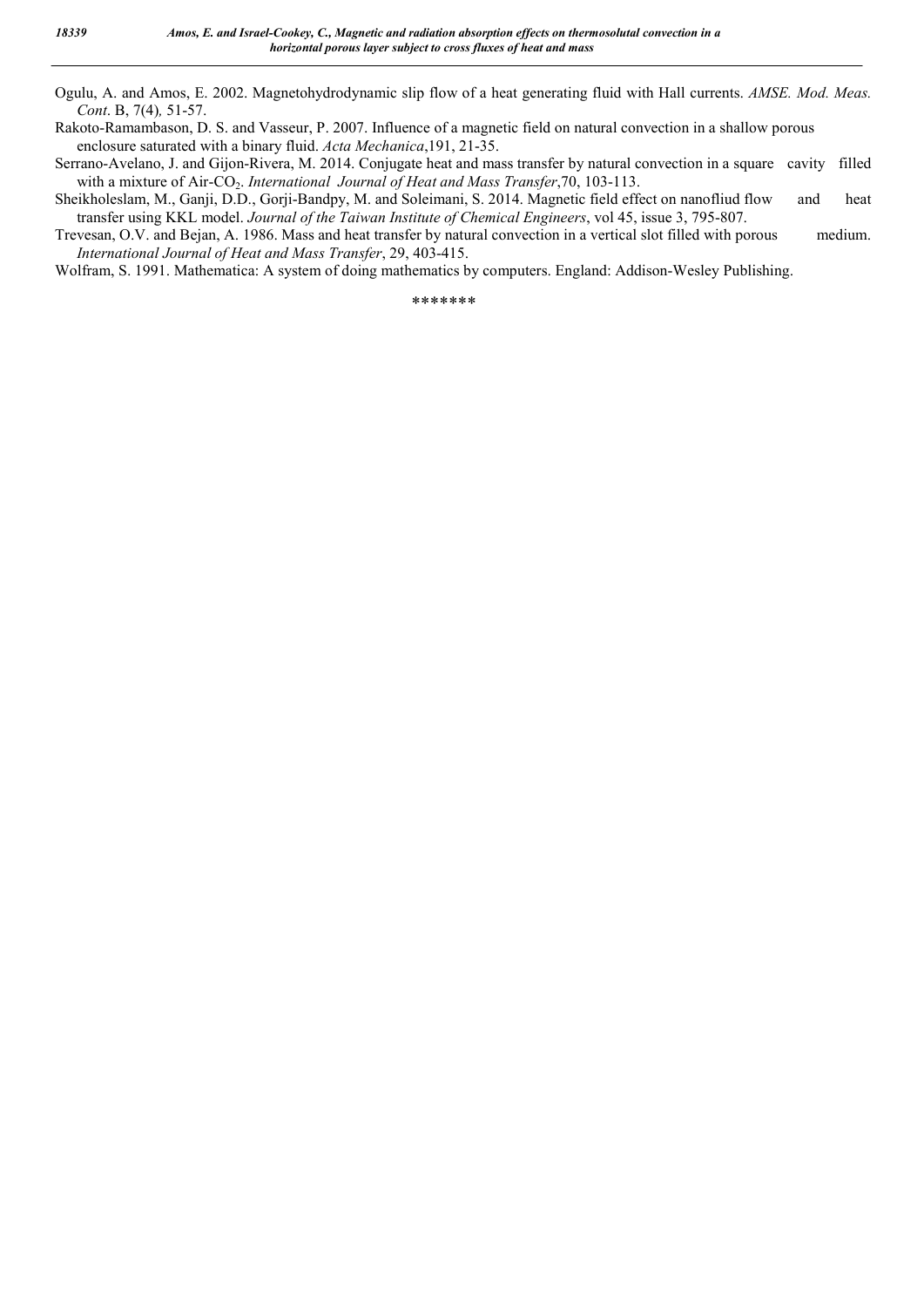Ogulu, A. and Amos, E. 2002. Magnetohydrodynamic slip flow of a heat generating fluid with Hall currents. *AMSE. Mod. Meas. Cont*. B, 7(4), 51-57.

Rakoto-Ramambason, D. S. and Vasseur, P. 2007. Influence of a magnetic field on natural convection in a shallow porous enclosure saturated with a binary fluid. *Acta Mechanica*,191, 21-35.

Serrano-Avelano, J. and Gijon-Rivera, M. 2014. Conjugate heat and mass transfer by natural convection in a square cavity filled with a mixture of Air-$CO_2$. *International Journal of Heat and Mass Transfer*,70, 103-113.

Sheikholeslam, M., Ganji, D.D., Gorji-Bandpy, M. and Soleimani, S. 2014. Magnetic field effect on nanofliud flow and heat transfer using KKL model. *Journal of the Taiwan Institute of Chemical Engineers*, vol 45, issue 3, 795-807.

Trevesan, O.V. and Bejan, A. 1986. Mass and heat transfer by natural convection in a vertical slot filled with porous medium. *International Journal of Heat and Mass Transfer*, 29, 403-415.

Wolfram, S. 1991. Mathematica: A system of doing mathematics by computers. England: Addison-Wesley Publishing.

*******